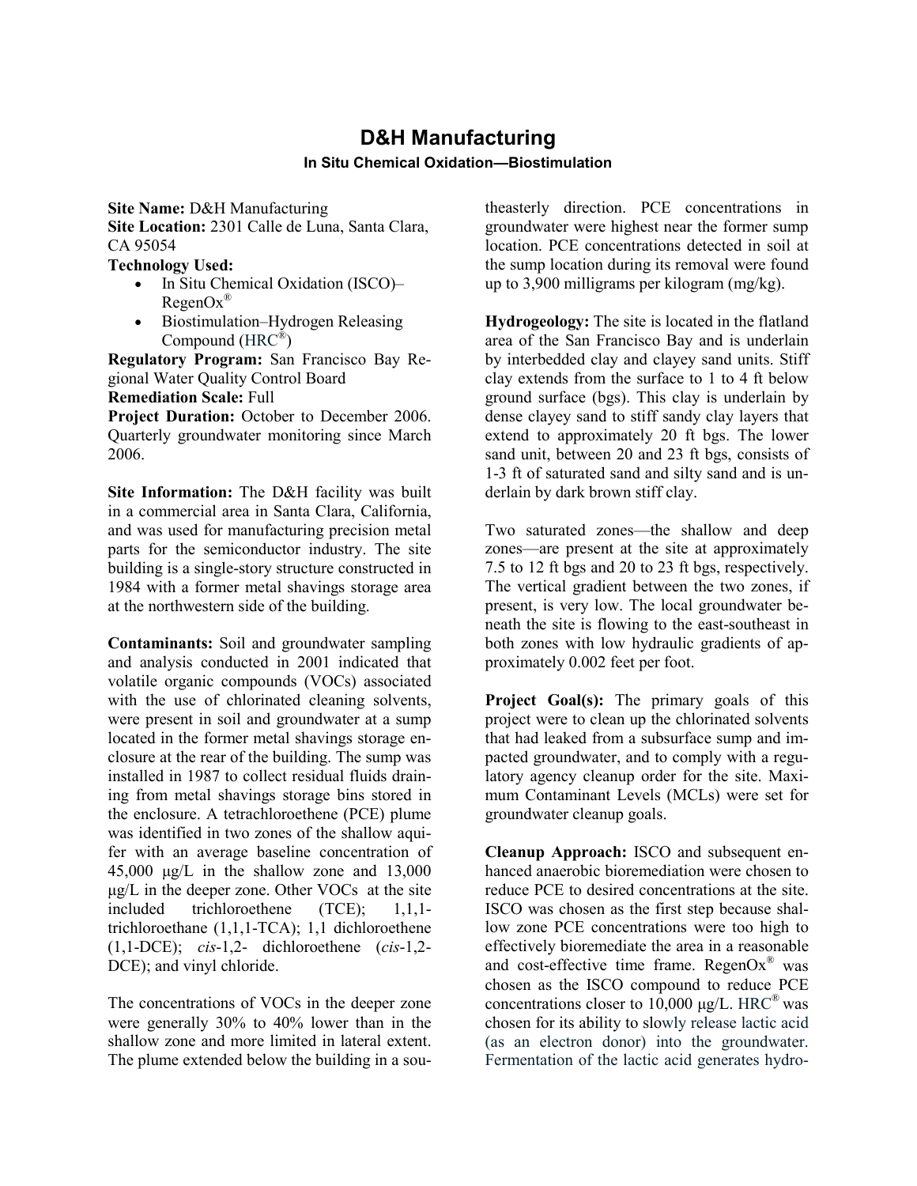# D&H Manufacturing

### In Situ Chemical Oxidation—Biostimulation

**Site Name:** D&H Manufacturing

**Site Location:** 2301 Calle de Luna, Santa Clara, CA 95054

**Technology Used:**

- In Situ Chemical Oxidation (ISCO)–RegenOx®
- Biostimulation–Hydrogen Releasing Compound (HRC®)

**Regulatory Program:** San Francisco Bay Regional Water Quality Control Board

**Remediation Scale:** Full

**Project Duration:** October to December 2006. Quarterly groundwater monitoring since March 2006.

**Site Information:** The D&H facility was built in a commercial area in Santa Clara, California, and was used for manufacturing precision metal parts for the semiconductor industry. The site building is a single-story structure constructed in 1984 with a former metal shavings storage area at the northwestern side of the building.

**Contaminants:** Soil and groundwater sampling and analysis conducted in 2001 indicated that volatile organic compounds (VOCs) associated with the use of chlorinated cleaning solvents, were present in soil and groundwater at a sump located in the former metal shavings storage enclosure at the rear of the building. The sump was installed in 1987 to collect residual fluids draining from metal shavings storage bins stored in the enclosure. A tetrachloroethene (PCE) plume was identified in two zones of the shallow aquifer with an average baseline concentration of 45,000 μg/L in the shallow zone and 13,000 μg/L in the deeper zone. Other VOCs at the site included trichloroethene (TCE); 1,1,1-trichloroethane (1,1,1-TCA); 1,1 dichloroethene (1,1-DCE); *cis*-1,2- dichloroethene (*cis*-1,2-DCE); and vinyl chloride.

The concentrations of VOCs in the deeper zone were generally 30% to 40% lower than in the shallow zone and more limited in lateral extent. The plume extended below the building in a southeasterly direction. PCE concentrations in groundwater were highest near the former sump location. PCE concentrations detected in soil at the sump location during its removal were found up to 3,900 milligrams per kilogram (mg/kg).

**Hydrogeology:** The site is located in the flatland area of the San Francisco Bay and is underlain by interbedded clay and clayey sand units. Stiff clay extends from the surface to 1 to 4 ft below ground surface (bgs). This clay is underlain by dense clayey sand to stiff sandy clay layers that extend to approximately 20 ft bgs. The lower sand unit, between 20 and 23 ft bgs, consists of 1-3 ft of saturated sand and silty sand and is underlain by dark brown stiff clay.

Two saturated zones—the shallow and deep zones—are present at the site at approximately 7.5 to 12 ft bgs and 20 to 23 ft bgs, respectively. The vertical gradient between the two zones, if present, is very low. The local groundwater beneath the site is flowing to the east-southeast in both zones with low hydraulic gradients of approximately 0.002 feet per foot.

**Project Goal(s):** The primary goals of this project were to clean up the chlorinated solvents that had leaked from a subsurface sump and impacted groundwater, and to comply with a regulatory agency cleanup order for the site. Maximum Contaminant Levels (MCLs) were set for groundwater cleanup goals.

**Cleanup Approach:** ISCO and subsequent enhanced anaerobic bioremediation were chosen to reduce PCE to desired concentrations at the site. ISCO was chosen as the first step because shallow zone PCE concentrations were too high to effectively bioremediate the area in a reasonable and cost-effective time frame. RegenOx® was chosen as the ISCO compound to reduce PCE concentrations closer to 10,000 μg/L. HRC® was chosen for its ability to slowly release lactic acid (as an electron donor) into the groundwater. Fermentation of the lactic acid generates hydro-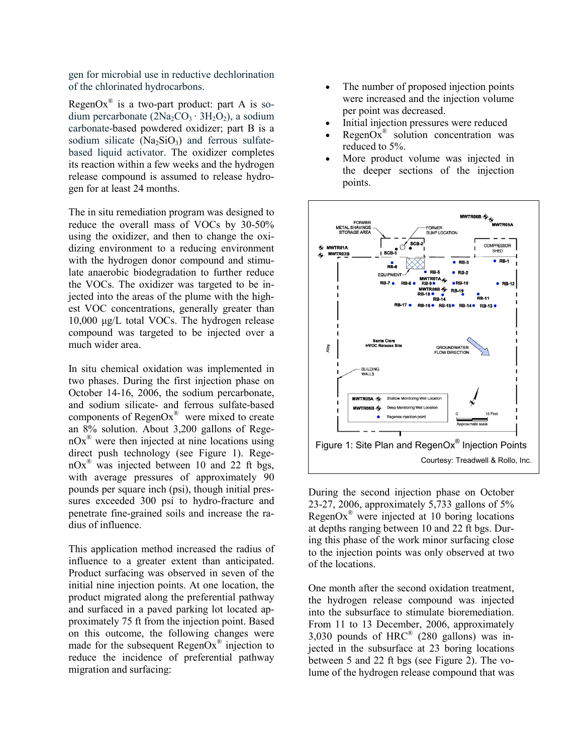gen for microbial use in reductive dechlorination of the chlorinated hydrocarbons.

RegenOx® is a two-part product: part A is sodium percarbonate ($2Na_2CO_3 \cdot 3H_2O_2$), a sodium carbonate-based powdered oxidizer; part B is a sodium silicate ($Na_2SiO_3$) and ferrous sulfate-based liquid activator. The oxidizer completes its reaction within a few weeks and the hydrogen release compound is assumed to release hydrogen for at least 24 months.

The in situ remediation program was designed to reduce the overall mass of VOCs by 30-50% using the oxidizer, and then to change the oxidizing environment to a reducing environment with the hydrogen donor compound and stimulate anaerobic biodegradation to further reduce the VOCs. The oxidizer was targeted to be injected into the areas of the plume with the highest VOC concentrations, generally greater than 10,000 µg/L total VOCs. The hydrogen release compound was targeted to be injected over a much wider area.

In situ chemical oxidation was implemented in two phases. During the first injection phase on October 14-16, 2006, the sodium percarbonate, and sodium silicate- and ferrous sulfate-based components of RegenOx® were mixed to create an 8% solution. About 3,200 gallons of RegenOx® were then injected at nine locations using direct push technology (see Figure 1). RegenOx® was injected between 10 and 22 ft bgs, with average pressures of approximately 90 pounds per square inch (psi), though initial pressures exceeded 300 psi to hydro-fracture and penetrate fine-grained soils and increase the radius of influence.

This application method increased the radius of influence to a greater extent than anticipated. Product surfacing was observed in seven of the initial nine injection points. At one location, the product migrated along the preferential pathway and surfaced in a paved parking lot located approximately 75 ft from the injection point. Based on this outcome, the following changes were made for the subsequent RegenOx® injection to reduce the incidence of preferential pathway migration and surfacing:

- The number of proposed injection points were increased and the injection volume per point was decreased.
- Initial injection pressures were reduced
- RegenOx® solution concentration was reduced to 5%.
- More product volume was injected in the deeper sections of the injection points.

Figure 1: Site Plan and RegenOx® Injection Points

Courtesy: Treadwell & Rollo, Inc.

During the second injection phase on October 23-27, 2006, approximately 5,733 gallons of 5% RegenOx® were injected at 10 boring locations at depths ranging between 10 and 22 ft bgs. During this phase of the work minor surfacing close to the injection points was only observed at two of the locations.

One month after the second oxidation treatment, the hydrogen release compound was injected into the subsurface to stimulate bioremediation. From 11 to 13 December, 2006, approximately 3,030 pounds of HRC® (280 gallons) was injected in the subsurface at 23 boring locations between 5 and 22 ft bgs (see Figure 2). The volume of the hydrogen release compound that was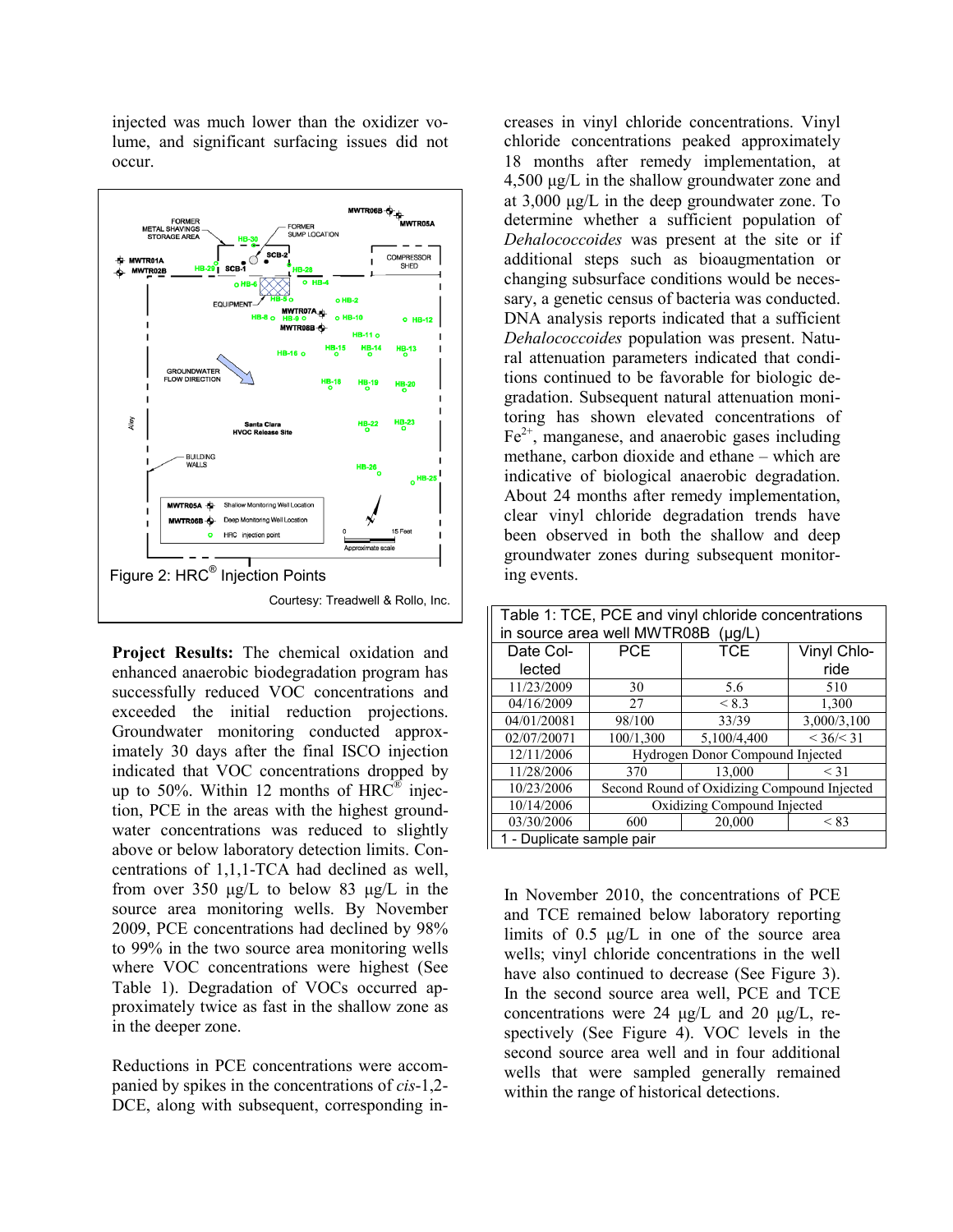injected was much lower than the oxidizer volume, and significant surfacing issues did not occur.

Figure 2: HRC® Injection Points

Courtesy: Treadwell & Rollo, Inc.

**Project Results:** The chemical oxidation and enhanced anaerobic biodegradation program has successfully reduced VOC concentrations and exceeded the initial reduction projections. Groundwater monitoring conducted approximately 30 days after the final ISCO injection indicated that VOC concentrations dropped by up to 50%. Within 12 months of HRC® injection, PCE in the areas with the highest groundwater concentrations was reduced to slightly above or below laboratory detection limits. Concentrations of 1,1,1-TCA had declined as well, from over 350 µg/L to below 83 µg/L in the source area monitoring wells. By November 2009, PCE concentrations had declined by 98% to 99% in the two source area monitoring wells where VOC concentrations were highest (See Table 1). Degradation of VOCs occurred approximately twice as fast in the shallow zone as in the deeper zone.

Reductions in PCE concentrations were accompanied by spikes in the concentrations of *cis*-1,2-DCE, along with subsequent, corresponding increases in vinyl chloride concentrations. Vinyl chloride concentrations peaked approximately 18 months after remedy implementation, at 4,500 µg/L in the shallow groundwater zone and at 3,000 µg/L in the deep groundwater zone. To determine whether a sufficient population of *Dehalococcoides* was present at the site or if additional steps such as bioaugmentation or changing subsurface conditions would be necessary, a genetic census of bacteria was conducted. DNA analysis reports indicated that a sufficient *Dehalococcoides* population was present. Natural attenuation parameters indicated that conditions continued to be favorable for biologic degradation. Subsequent natural attenuation monitoring has shown elevated concentrations of $Fe^{2+}$, manganese, and anaerobic gases including methane, carbon dioxide and ethane – which are indicative of biological anaerobic degradation. About 24 months after remedy implementation, clear vinyl chloride degradation trends have been observed in both the shallow and deep groundwater zones during subsequent monitoring events.

Table 1: TCE, PCE and vinyl chloride concentrations in source area well MWTR08B (µg/L)

| Date Collected | PCE | TCE | Vinyl Chloride |
|---|---|---|---|
| 11/23/2009 | 30 | 5.6 | 510 |
| 04/16/2009 | 27 | < 8.3 | 1,300 |
| 04/01/2008[1] | 98/100 | 33/39 | 3,000/3,100 |
| 02/07/2007[1] | 100/1,300 | 5,100/4,400 | < 36/< 31 |
| 12/11/2006 | Hydrogen Donor Compound Injected | | |
| 11/28/2006 | 370 | 13,000 | < 31 |
| 10/23/2006 | Second Round of Oxidizing Compound Injected | | |
| 10/14/2006 | Oxidizing Compound Injected | | |
| 03/30/2006 | 600 | 20,000 | < 83 |

1 - Duplicate sample pair

In November 2010, the concentrations of PCE and TCE remained below laboratory reporting limits of 0.5 µg/L in one of the source area wells; vinyl chloride concentrations in the well have also continued to decrease (See Figure 3). In the second source area well, PCE and TCE concentrations were 24 µg/L and 20 µg/L, respectively (See Figure 4). VOC levels in the second source area well and in four additional wells that were sampled generally remained within the range of historical detections.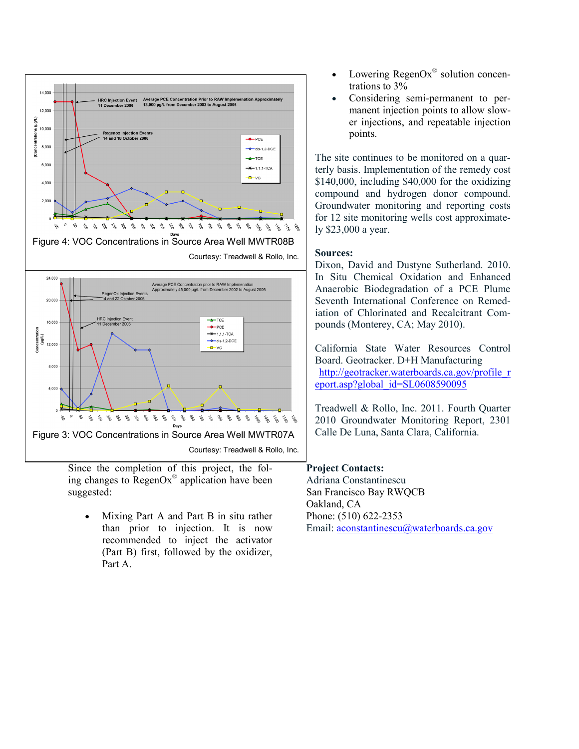14,000
12,000
10,000
8,000
6,000
4,000
2,000
0

(Concentrations (µg/L))

HRC Injection Event
11 December 2006

Average PCE Concentration Prior to RAW Implementation Approximately 13,000 µg/L from December 2002 to August 2006

Regenox Injection Events
14 and 18 October 2006

PCE
cis-1,2-DCE
TCE
1,1,1-TCA
VC

-50 0 50 100 150 200 250 300 350 400 450 500 550 600 650 700 750 800 850 900 950 1000 1050 1100 1150 1200

Days

Figure 4: VOC Concentrations in Source Area Well MWTR08B

Courtesy: Treadwell & Rollo, Inc.

24,000
20,000
16,000
12,000
8,000
4,000
0

Concentration (µg/L)

Average PCE Concentration prior to RAW Implemenation Approximately 45,000 µg/L from December 2002 to August 2006

RegenOx Injection Events
14 and 22 October 2006

HRC Injection Event
11 December 2006

TCE
PCE
1,1,1-TCA
cis-1,2-DCE
VC

-50 0 50 100 150 200 250 300 350 400 450 500 550 600 650 700 750 800 850 900 950 1000 1050 1100 1150 1200

Days

Figure 3: VOC Concentrations in Source Area Well MWTR07A

Courtesy: Treadwell & Rollo, Inc.

Since the completion of this project, the following changes to RegenOx® application have been suggested:

- Mixing Part A and Part B in situ rather than prior to injection. It is now recommended to inject the activator (Part B) first, followed by the oxidizer, Part A.
- Lowering RegenOx® solution concentrations to 3%
- Considering semi-permanent to permanent injection points to allow slower injections, and repeatable injection points.

The site continues to be monitored on a quarterly basis. Implementation of the remedy cost \$140,000, including \$40,000 for the oxidizing compound and hydrogen donor compound. Groundwater monitoring and reporting costs for 12 site monitoring wells cost approximately \$23,000 a year.

**Sources:**

Dixon, David and Dustyne Sutherland. 2010. In Situ Chemical Oxidation and Enhanced Anaerobic Biodegradation of a PCE Plume Seventh International Conference on Remediation of Chlorinated and Recalcitrant Compounds (Monterey, CA; May 2010).

California State Water Resources Control Board. Geotracker. D+H Manufacturing http://geotracker.waterboards.ca.gov/profile_report.asp?global_id=SL0608590095

Treadwell & Rollo, Inc. 2011. Fourth Quarter 2010 Groundwater Monitoring Report, 2301 Calle De Luna, Santa Clara, California.

**Project Contacts:**

Adriana Constantinescu
San Francisco Bay RWQCB
Oakland, CA
Phone: (510) 622-2353
Email: aconstantinescu@waterboards.ca.gov